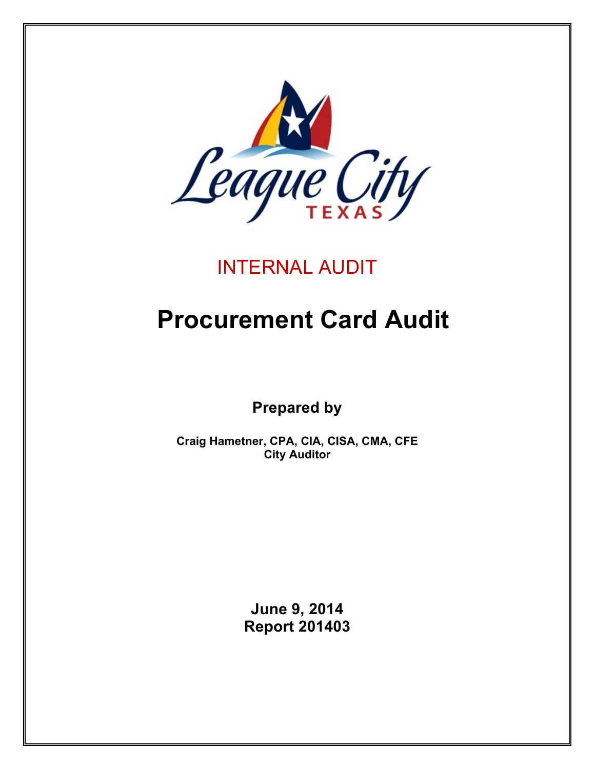League City
TEXAS

INTERNAL AUDIT

# Procurement Card Audit

**Prepared by**

**Craig Hametner, CPA, CIA, CISA, CMA, CFE**
**City Auditor**

**June 9, 2014**
**Report 201403**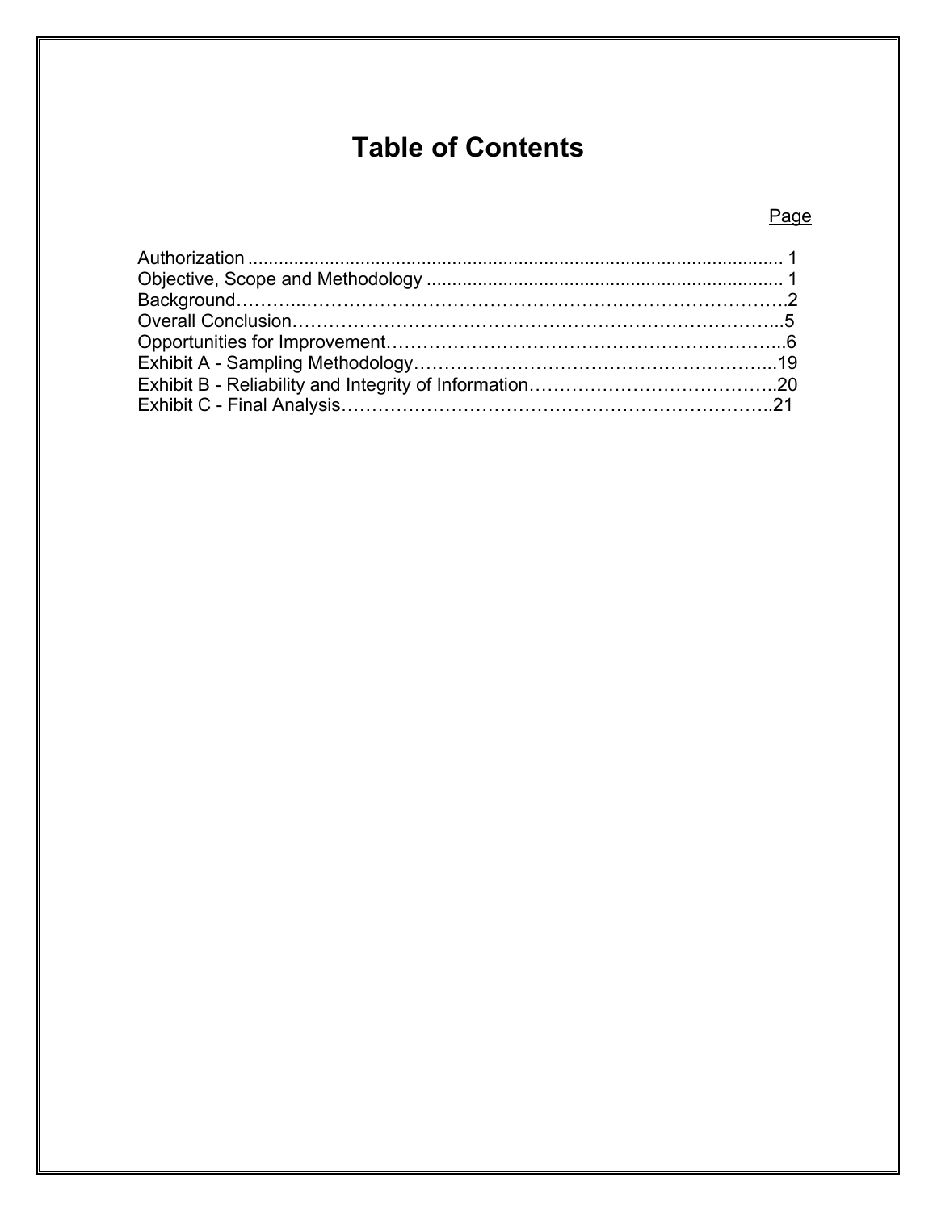# Table of Contents

| | Page |
|---|---|
| Authorization | 1 |
| Objective, Scope and Methodology | 1 |
| Background | 2 |
| Overall Conclusion | 5 |
| Opportunities for Improvement | 6 |
| Exhibit A - Sampling Methodology | 19 |
| Exhibit B - Reliability and Integrity of Information | 20 |
| Exhibit C - Final Analysis | 21 |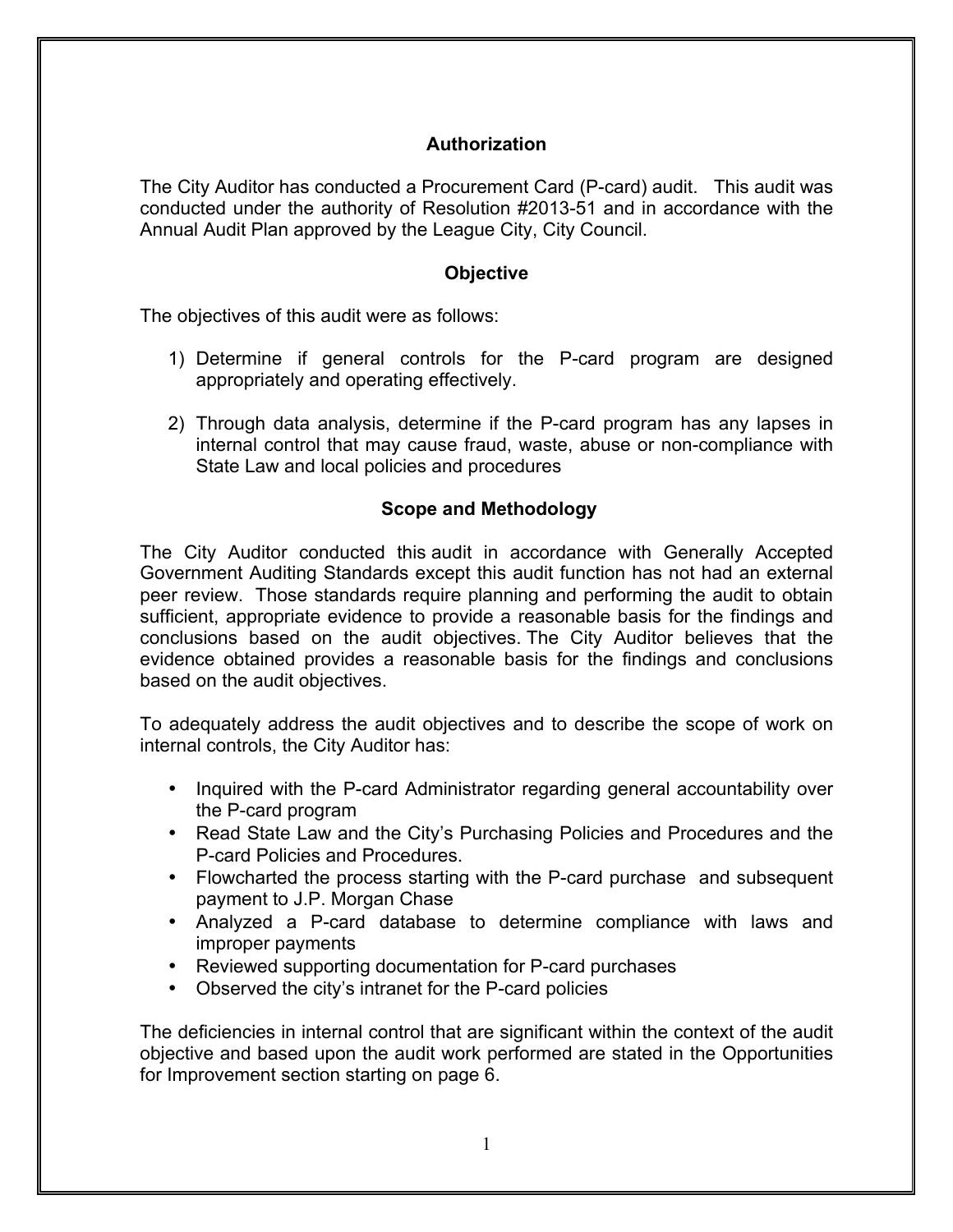## Authorization

The City Auditor has conducted a Procurement Card (P-card) audit. This audit was conducted under the authority of Resolution #2013-51 and in accordance with the Annual Audit Plan approved by the League City, City Council.

## Objective

The objectives of this audit were as follows:

1) Determine if general controls for the P-card program are designed appropriately and operating effectively.

2) Through data analysis, determine if the P-card program has any lapses in internal control that may cause fraud, waste, abuse or non-compliance with State Law and local policies and procedures

## Scope and Methodology

The City Auditor conducted this audit in accordance with Generally Accepted Government Auditing Standards except this audit function has not had an external peer review. Those standards require planning and performing the audit to obtain sufficient, appropriate evidence to provide a reasonable basis for the findings and conclusions based on the audit objectives. The City Auditor believes that the evidence obtained provides a reasonable basis for the findings and conclusions based on the audit objectives.

To adequately address the audit objectives and to describe the scope of work on internal controls, the City Auditor has:

- Inquired with the P-card Administrator regarding general accountability over the P-card program
- Read State Law and the City's Purchasing Policies and Procedures and the P-card Policies and Procedures.
- Flowcharted the process starting with the P-card purchase and subsequent payment to J.P. Morgan Chase
- Analyzed a P-card database to determine compliance with laws and improper payments
- Reviewed supporting documentation for P-card purchases
- Observed the city's intranet for the P-card policies

The deficiencies in internal control that are significant within the context of the audit objective and based upon the audit work performed are stated in the Opportunities for Improvement section starting on page 6.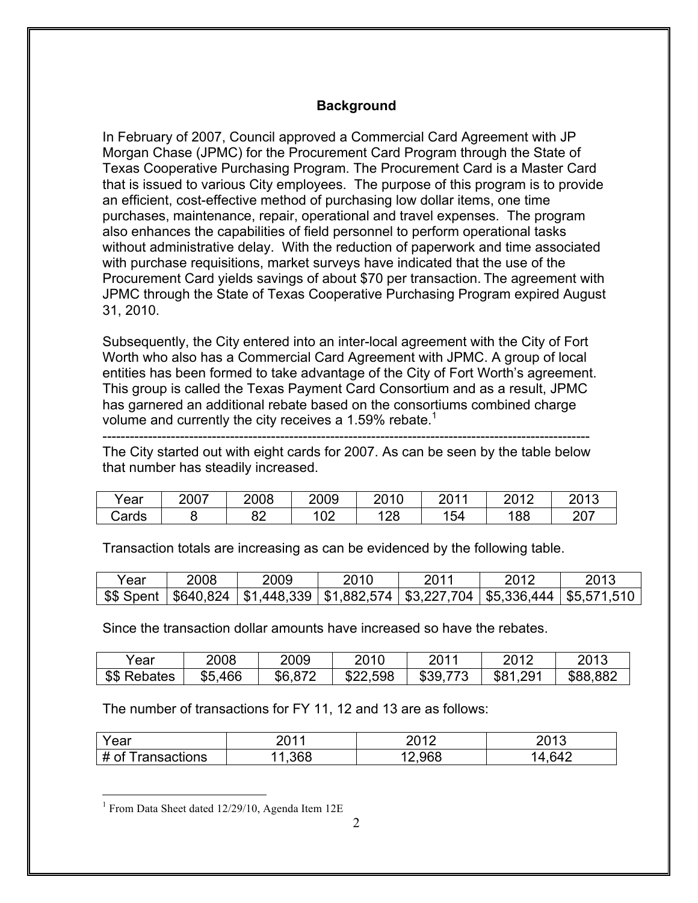## Background

In February of 2007, Council approved a Commercial Card Agreement with JP Morgan Chase (JPMC) for the Procurement Card Program through the State of Texas Cooperative Purchasing Program. The Procurement Card is a Master Card that is issued to various City employees. The purpose of this program is to provide an efficient, cost-effective method of purchasing low dollar items, one time purchases, maintenance, repair, operational and travel expenses. The program also enhances the capabilities of field personnel to perform operational tasks without administrative delay. With the reduction of paperwork and time associated with purchase requisitions, market surveys have indicated that the use of the Procurement Card yields savings of about $70 per transaction. The agreement with JPMC through the State of Texas Cooperative Purchasing Program expired August 31, 2010.

Subsequently, the City entered into an inter-local agreement with the City of Fort Worth who also has a Commercial Card Agreement with JPMC. A group of local entities has been formed to take advantage of the City of Fort Worth's agreement. This group is called the Texas Payment Card Consortium and as a result, JPMC has garnered an additional rebate based on the consortiums combined charge volume and currently the city receives a 1.59% rebate.[1]

---

The City started out with eight cards for 2007. As can be seen by the table below that number has steadily increased.

| Year | 2007 | 2008 | 2009 | 2010 | 2011 | 2012 | 2013 |
|---|---|---|---|---|---|---|---|
| Cards | 8 | 82 | 102 | 128 | 154 | 188 | 207 |

Transaction totals are increasing as can be evidenced by the following table.

| Year | 2008 | 2009 | 2010 | 2011 | 2012 | 2013 |
|---|---|---|---|---|---|---|
| $$ Spent | $640,824 | $1,448,339 | $1,882,574 | $3,227,704 | $5,336,444 | $5,571,510 |

Since the transaction dollar amounts have increased so have the rebates.

| Year | 2008 | 2009 | 2010 | 2011 | 2012 | 2013 |
|---|---|---|---|---|---|---|
| $$ Rebates | $5,466 | $6,872 | $22,598 | $39,773 | $81,291 | $88,882 |

The number of transactions for FY 11, 12 and 13 are as follows:

| Year | 2011 | 2012 | 2013 |
|---|---|---|---|
| # of Transactions | 11,368 | 12,968 | 14,642 |

[1] From Data Sheet dated 12/29/10, Agenda Item 12E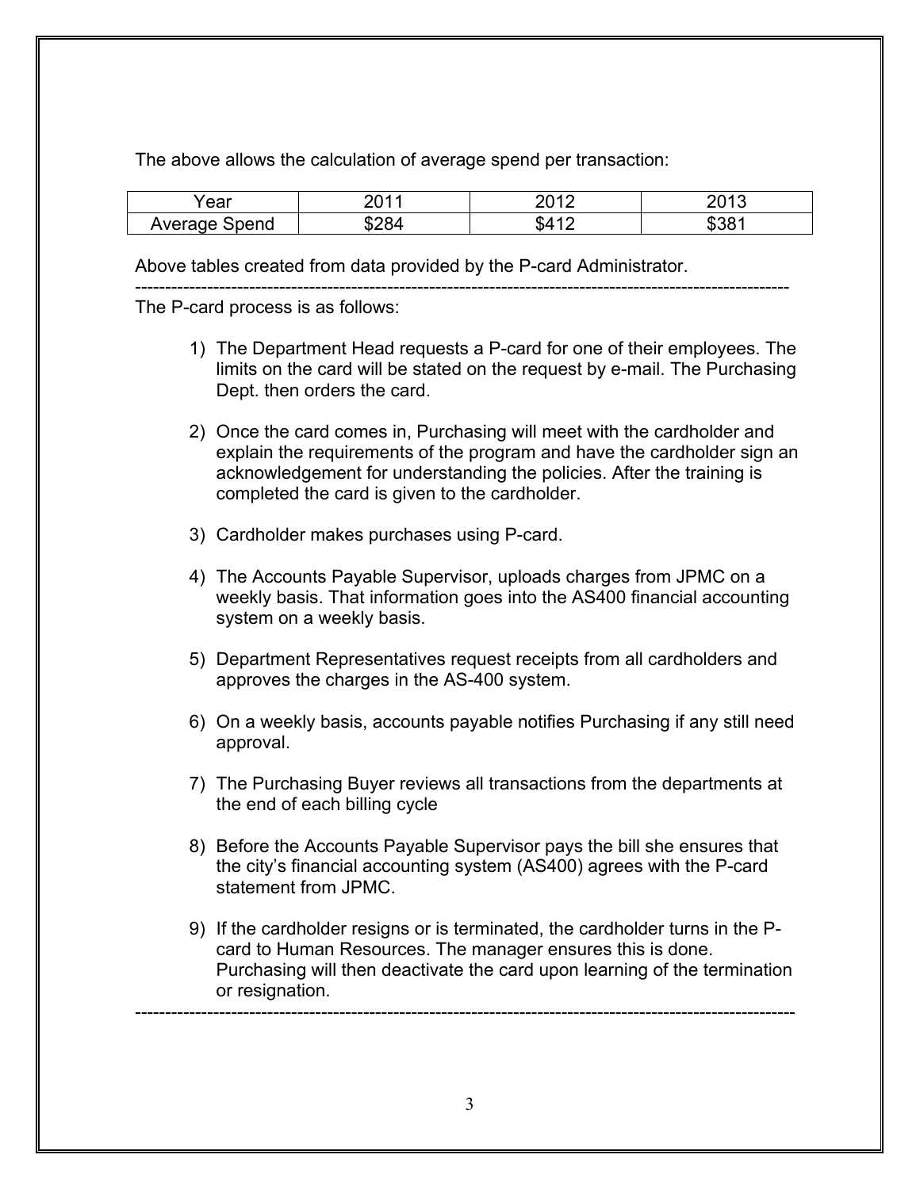The above allows the calculation of average spend per transaction:

| Year | 2011 | 2012 | 2013 |
| --- | --- | --- | --- |
| Average Spend | $284 | $412 | $381 |

Above tables created from data provided by the P-card Administrator.

---

The P-card process is as follows:

1) The Department Head requests a P-card for one of their employees. The limits on the card will be stated on the request by e-mail. The Purchasing Dept. then orders the card.

2) Once the card comes in, Purchasing will meet with the cardholder and explain the requirements of the program and have the cardholder sign an acknowledgement for understanding the policies. After the training is completed the card is given to the cardholder.

3) Cardholder makes purchases using P-card.

4) The Accounts Payable Supervisor, uploads charges from JPMC on a weekly basis. That information goes into the AS400 financial accounting system on a weekly basis.

5) Department Representatives request receipts from all cardholders and approves the charges in the AS-400 system.

6) On a weekly basis, accounts payable notifies Purchasing if any still need approval.

7) The Purchasing Buyer reviews all transactions from the departments at the end of each billing cycle

8) Before the Accounts Payable Supervisor pays the bill she ensures that the city's financial accounting system (AS400) agrees with the P-card statement from JPMC.

9) If the cardholder resigns or is terminated, the cardholder turns in the P-card to Human Resources. The manager ensures this is done. Purchasing will then deactivate the card upon learning of the termination or resignation.

---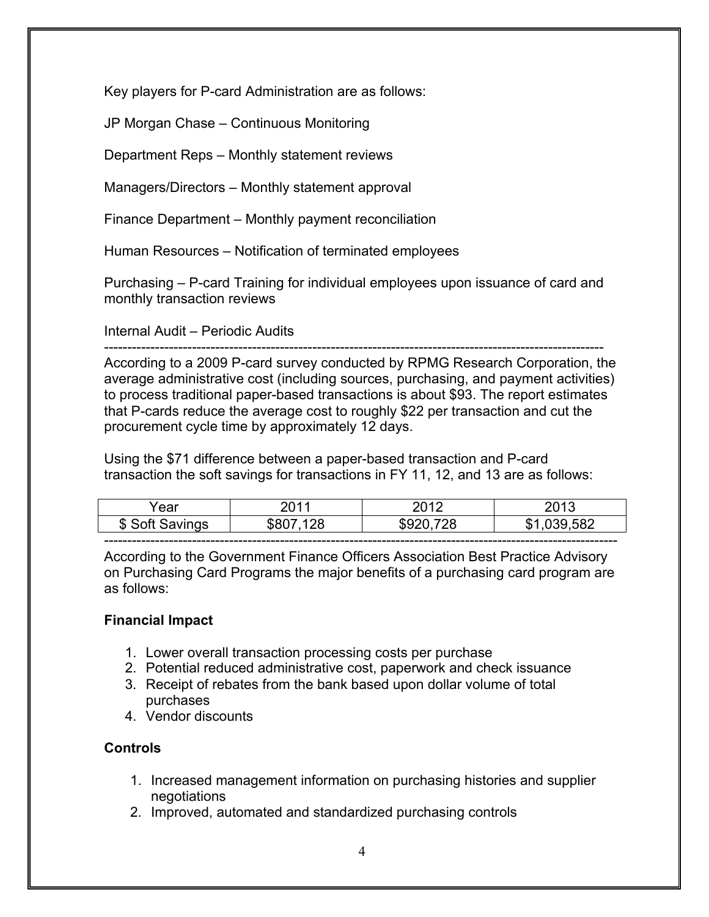Key players for P-card Administration are as follows:

JP Morgan Chase – Continuous Monitoring

Department Reps – Monthly statement reviews

Managers/Directors – Monthly statement approval

Finance Department – Monthly payment reconciliation

Human Resources – Notification of terminated employees

Purchasing – P-card Training for individual employees upon issuance of card and monthly transaction reviews

Internal Audit – Periodic Audits

---

According to a 2009 P-card survey conducted by RPMG Research Corporation, the average administrative cost (including sources, purchasing, and payment activities) to process traditional paper-based transactions is about $93. The report estimates that P-cards reduce the average cost to roughly $22 per transaction and cut the procurement cycle time by approximately 12 days.

Using the $71 difference between a paper-based transaction and P-card transaction the soft savings for transactions in FY 11, 12, and 13 are as follows:

| Year | 2011 | 2012 | 2013 |
|---|---|---|---|
| $ Soft Savings | $807,128 | $920,728 | $1,039,582 |

---

According to the Government Finance Officers Association Best Practice Advisory on Purchasing Card Programs the major benefits of a purchasing card program are as follows:

**Financial Impact**

1. Lower overall transaction processing costs per purchase
2. Potential reduced administrative cost, paperwork and check issuance
3. Receipt of rebates from the bank based upon dollar volume of total purchases
4. Vendor discounts

**Controls**

1. Increased management information on purchasing histories and supplier negotiations
2. Improved, automated and standardized purchasing controls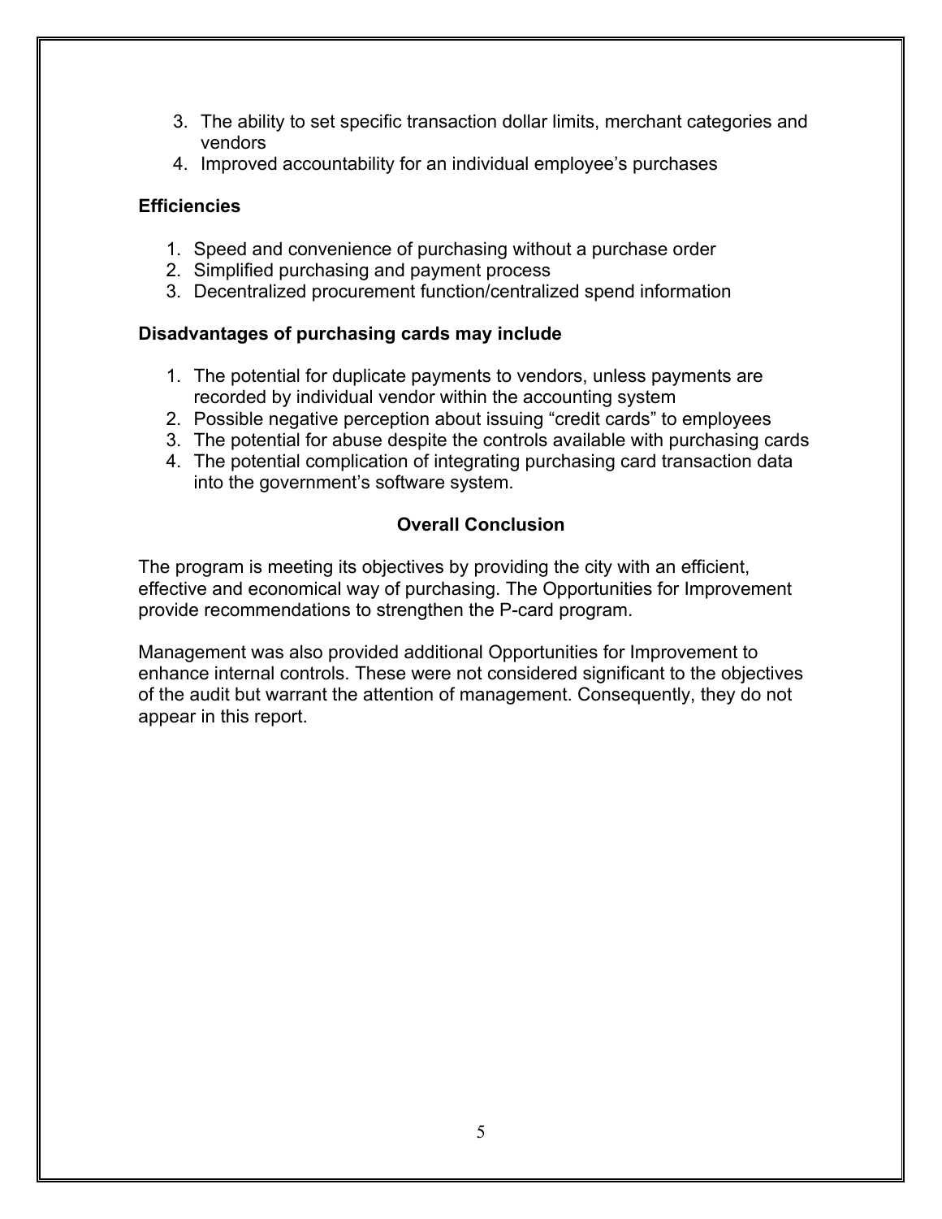3. The ability to set specific transaction dollar limits, merchant categories and vendors
4. Improved accountability for an individual employee's purchases

**Efficiencies**

1. Speed and convenience of purchasing without a purchase order
2. Simplified purchasing and payment process
3. Decentralized procurement function/centralized spend information

**Disadvantages of purchasing cards may include**

1. The potential for duplicate payments to vendors, unless payments are recorded by individual vendor within the accounting system
2. Possible negative perception about issuing "credit cards" to employees
3. The potential for abuse despite the controls available with purchasing cards
4. The potential complication of integrating purchasing card transaction data into the government's software system.

## Overall Conclusion

The program is meeting its objectives by providing the city with an efficient, effective and economical way of purchasing. The Opportunities for Improvement provide recommendations to strengthen the P-card program.

Management was also provided additional Opportunities for Improvement to enhance internal controls. These were not considered significant to the objectives of the audit but warrant the attention of management. Consequently, they do not appear in this report.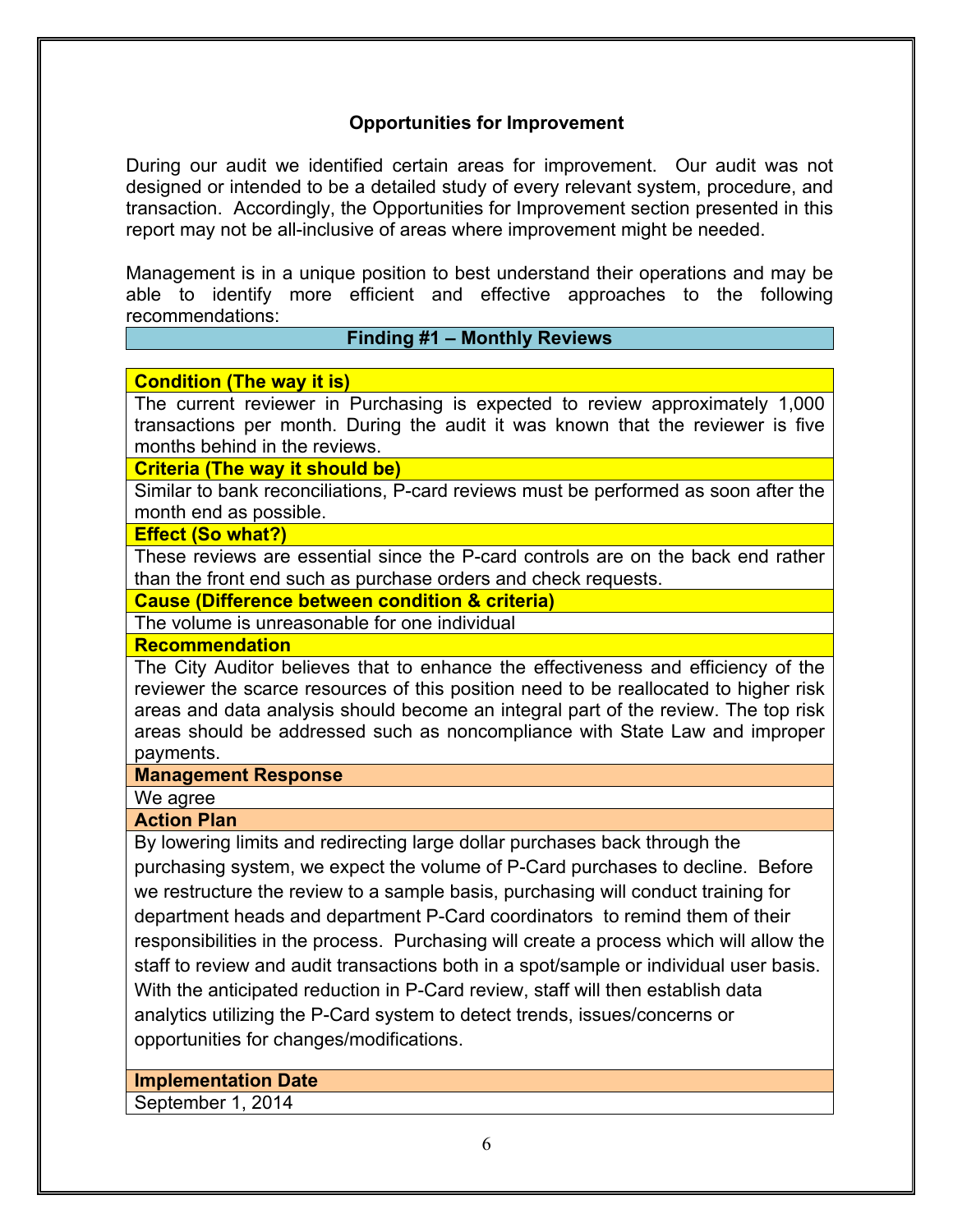## Opportunities for Improvement

During our audit we identified certain areas for improvement. Our audit was not designed or intended to be a detailed study of every relevant system, procedure, and transaction. Accordingly, the Opportunities for Improvement section presented in this report may not be all-inclusive of areas where improvement might be needed.

Management is in a unique position to best understand their operations and may be able to identify more efficient and effective approaches to the following recommendations:

### Finding #1 – Monthly Reviews

**Condition (The way it is)**

The current reviewer in Purchasing is expected to review approximately 1,000 transactions per month. During the audit it was known that the reviewer is five months behind in the reviews.

**Criteria (The way it should be)**

Similar to bank reconciliations, P-card reviews must be performed as soon after the month end as possible.

**Effect (So what?)**

These reviews are essential since the P-card controls are on the back end rather than the front end such as purchase orders and check requests.

**Cause (Difference between condition & criteria)**

The volume is unreasonable for one individual

**Recommendation**

The City Auditor believes that to enhance the effectiveness and efficiency of the reviewer the scarce resources of this position need to be reallocated to higher risk areas and data analysis should become an integral part of the review. The top risk areas should be addressed such as noncompliance with State Law and improper payments.

**Management Response**

We agree

**Action Plan**

By lowering limits and redirecting large dollar purchases back through the purchasing system, we expect the volume of P-Card purchases to decline. Before we restructure the review to a sample basis, purchasing will conduct training for department heads and department P-Card coordinators to remind them of their responsibilities in the process. Purchasing will create a process which will allow the staff to review and audit transactions both in a spot/sample or individual user basis. With the anticipated reduction in P-Card review, staff will then establish data analytics utilizing the P-Card system to detect trends, issues/concerns or opportunities for changes/modifications.

**Implementation Date**

September 1, 2014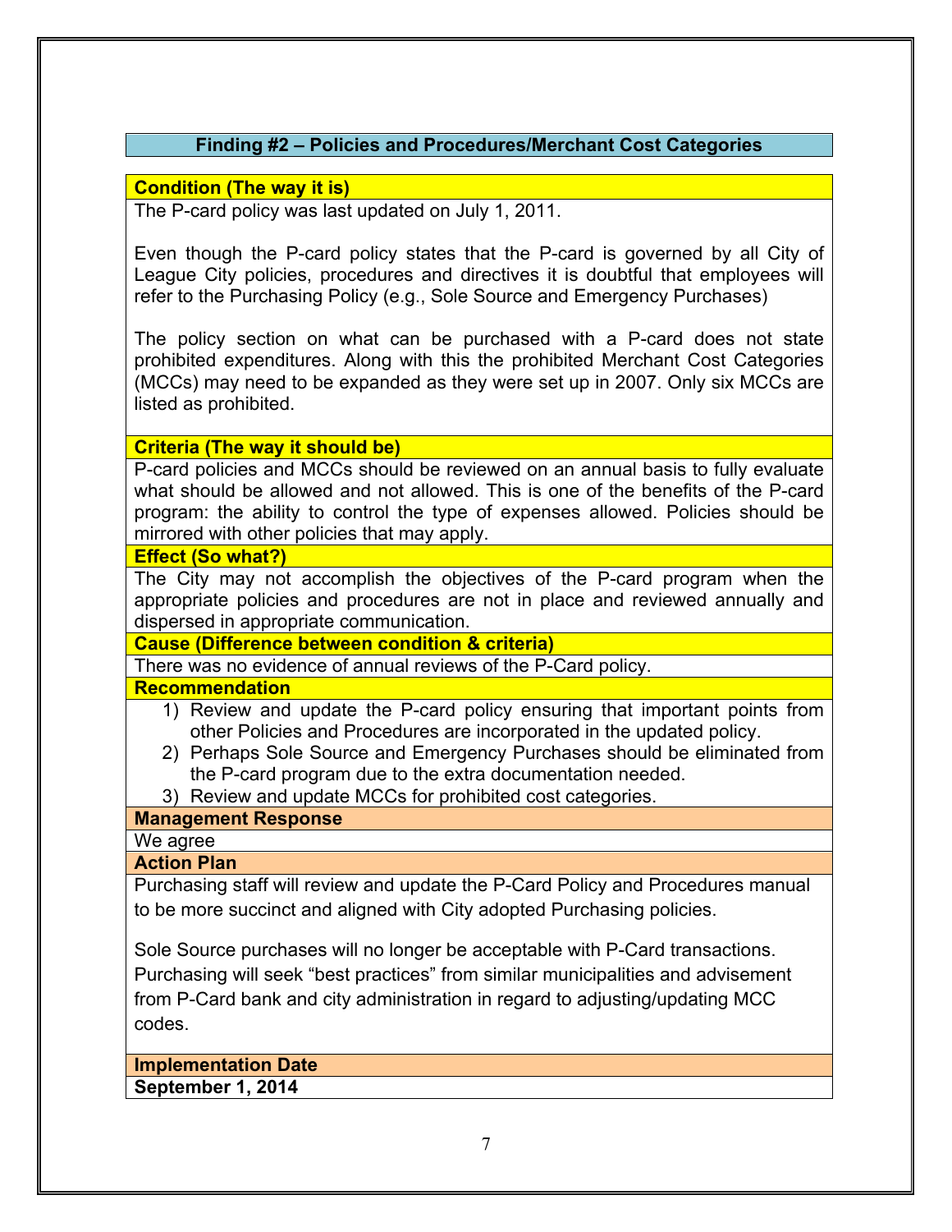## Finding #2 – Policies and Procedures/Merchant Cost Categories

**Condition (The way it is)**

The P-card policy was last updated on July 1, 2011.

Even though the P-card policy states that the P-card is governed by all City of League City policies, procedures and directives it is doubtful that employees will refer to the Purchasing Policy (e.g., Sole Source and Emergency Purchases)

The policy section on what can be purchased with a P-card does not state prohibited expenditures. Along with this the prohibited Merchant Cost Categories (MCCs) may need to be expanded as they were set up in 2007. Only six MCCs are listed as prohibited.

**Criteria (The way it should be)**

P-card policies and MCCs should be reviewed on an annual basis to fully evaluate what should be allowed and not allowed. This is one of the benefits of the P-card program: the ability to control the type of expenses allowed. Policies should be mirrored with other policies that may apply.

**Effect (So what?)**

The City may not accomplish the objectives of the P-card program when the appropriate policies and procedures are not in place and reviewed annually and dispersed in appropriate communication.

**Cause (Difference between condition & criteria)**

There was no evidence of annual reviews of the P-Card policy.

**Recommendation**

1) Review and update the P-card policy ensuring that important points from other Policies and Procedures are incorporated in the updated policy.
2) Perhaps Sole Source and Emergency Purchases should be eliminated from the P-card program due to the extra documentation needed.
3) Review and update MCCs for prohibited cost categories.

**Management Response**

We agree

**Action Plan**

Purchasing staff will review and update the P-Card Policy and Procedures manual to be more succinct and aligned with City adopted Purchasing policies.

Sole Source purchases will no longer be acceptable with P-Card transactions. Purchasing will seek "best practices" from similar municipalities and advisement from P-Card bank and city administration in regard to adjusting/updating MCC codes.

**Implementation Date**

**September 1, 2014**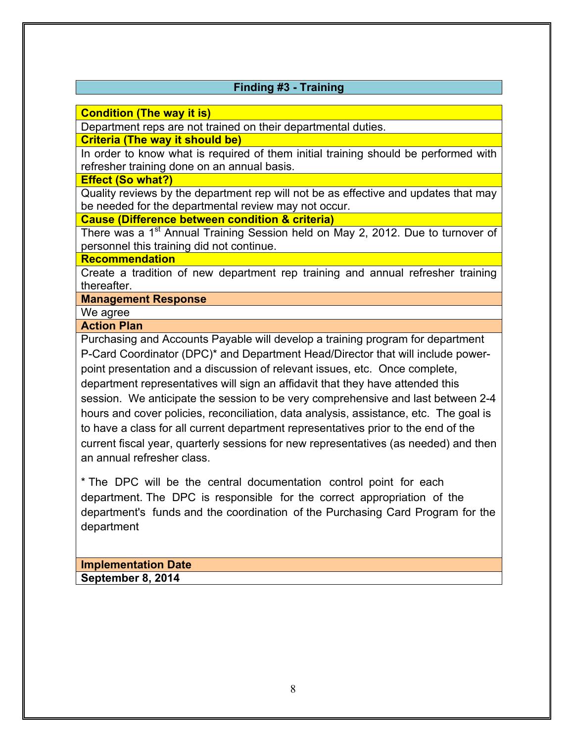## Finding #3 - Training

**Condition (The way it is)**

Department reps are not trained on their departmental duties.

**Criteria (The way it should be)**

In order to know what is required of them initial training should be performed with refresher training done on an annual basis.

**Effect (So what?)**

Quality reviews by the department rep will not be as effective and updates that may be needed for the departmental review may not occur.

**Cause (Difference between condition & criteria)**

There was a 1st Annual Training Session held on May 2, 2012. Due to turnover of personnel this training did not continue.

**Recommendation**

Create a tradition of new department rep training and annual refresher training thereafter.

**Management Response**

We agree

**Action Plan**

Purchasing and Accounts Payable will develop a training program for department P-Card Coordinator (DPC)* and Department Head/Director that will include power-point presentation and a discussion of relevant issues, etc. Once complete, department representatives will sign an affidavit that they have attended this session. We anticipate the session to be very comprehensive and last between 2-4 hours and cover policies, reconciliation, data analysis, assistance, etc. The goal is to have a class for all current department representatives prior to the end of the current fiscal year, quarterly sessions for new representatives (as needed) and then an annual refresher class.

* The DPC will be the central documentation control point for each department. The DPC is responsible for the correct appropriation of the department's funds and the coordination of the Purchasing Card Program for the department

**Implementation Date**

**September 8, 2014**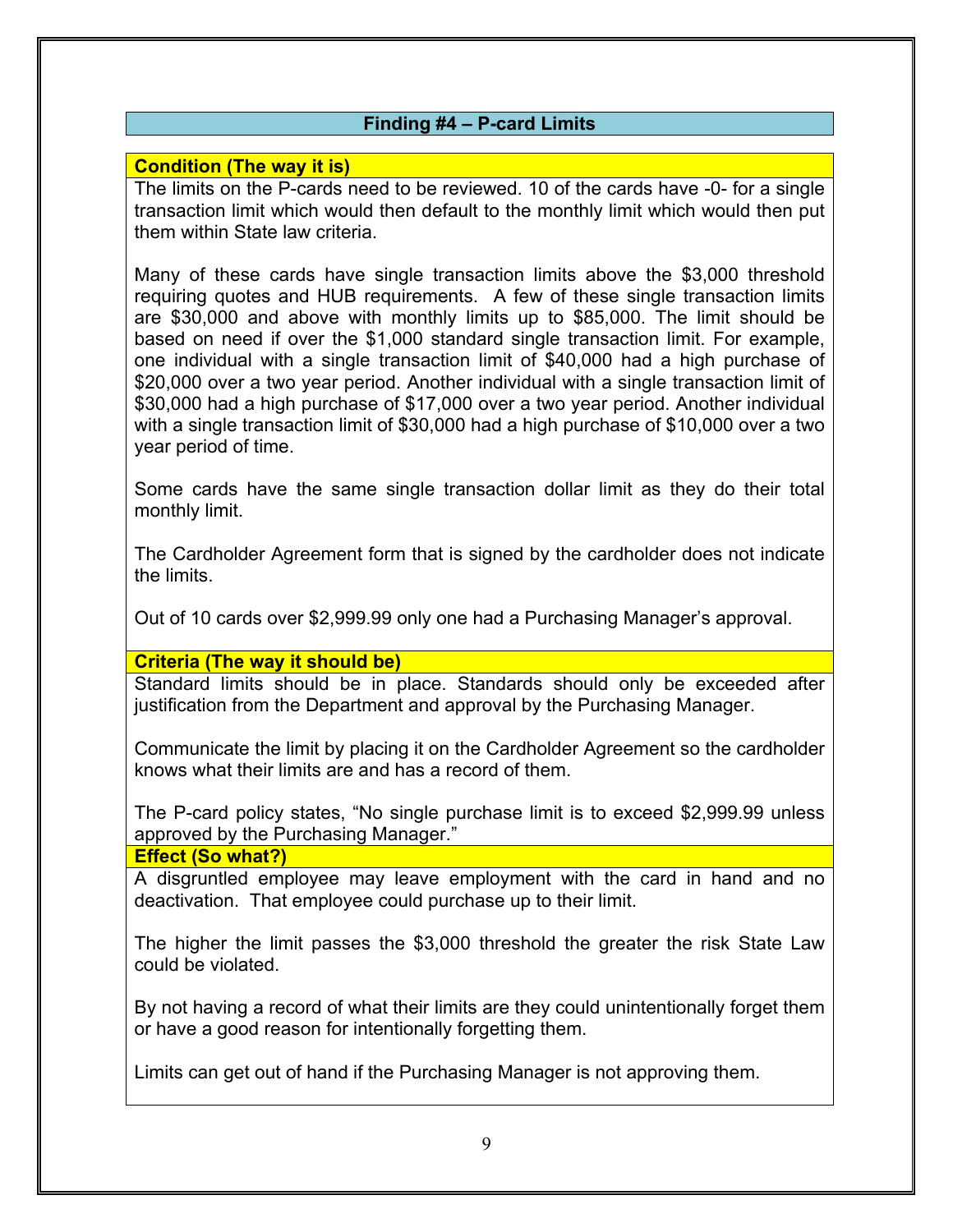## Finding #4 – P-card Limits

**Condition (The way it is)**

The limits on the P-cards need to be reviewed. 10 of the cards have -0- for a single transaction limit which would then default to the monthly limit which would then put them within State law criteria.

Many of these cards have single transaction limits above the $3,000 threshold requiring quotes and HUB requirements. A few of these single transaction limits are $30,000 and above with monthly limits up to $85,000. The limit should be based on need if over the $1,000 standard single transaction limit. For example, one individual with a single transaction limit of $40,000 had a high purchase of $20,000 over a two year period. Another individual with a single transaction limit of $30,000 had a high purchase of $17,000 over a two year period. Another individual with a single transaction limit of $30,000 had a high purchase of $10,000 over a two year period of time.

Some cards have the same single transaction dollar limit as they do their total monthly limit.

The Cardholder Agreement form that is signed by the cardholder does not indicate the limits.

Out of 10 cards over $2,999.99 only one had a Purchasing Manager's approval.

**Criteria (The way it should be)**

Standard limits should be in place. Standards should only be exceeded after justification from the Department and approval by the Purchasing Manager.

Communicate the limit by placing it on the Cardholder Agreement so the cardholder knows what their limits are and has a record of them.

The P-card policy states, "No single purchase limit is to exceed $2,999.99 unless approved by the Purchasing Manager."

**Effect (So what?)**

A disgruntled employee may leave employment with the card in hand and no deactivation. That employee could purchase up to their limit.

The higher the limit passes the $3,000 threshold the greater the risk State Law could be violated.

By not having a record of what their limits are they could unintentionally forget them or have a good reason for intentionally forgetting them.

Limits can get out of hand if the Purchasing Manager is not approving them.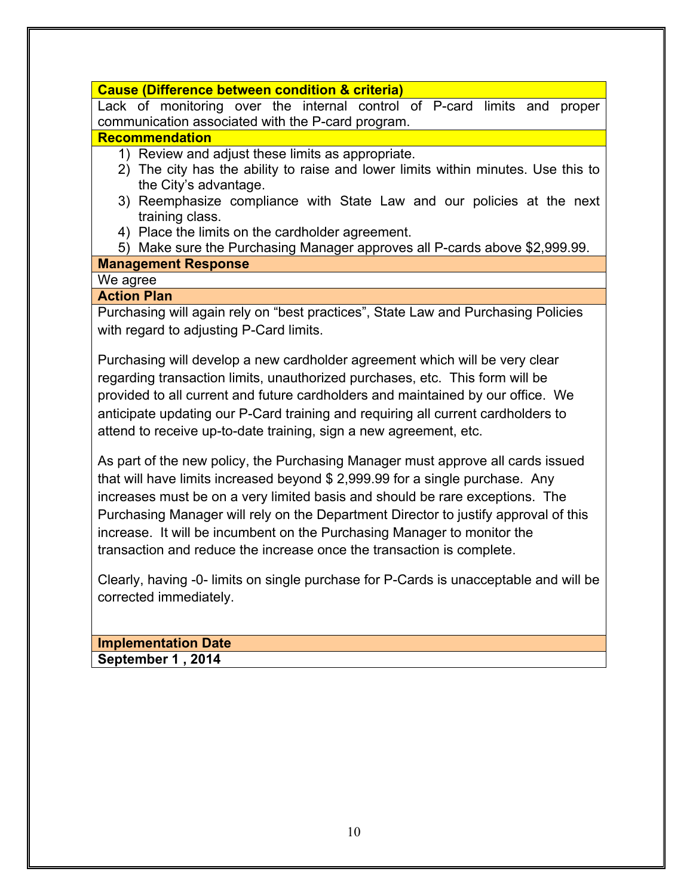**Cause (Difference between condition & criteria)**

Lack of monitoring over the internal control of P-card limits and proper communication associated with the P-card program.

**Recommendation**

1) Review and adjust these limits as appropriate.
2) The city has the ability to raise and lower limits within minutes. Use this to the City's advantage.
3) Reemphasize compliance with State Law and our policies at the next training class.
4) Place the limits on the cardholder agreement.
5) Make sure the Purchasing Manager approves all P-cards above $2,999.99.

**Management Response**

We agree

**Action Plan**

Purchasing will again rely on "best practices", State Law and Purchasing Policies with regard to adjusting P-Card limits.

Purchasing will develop a new cardholder agreement which will be very clear regarding transaction limits, unauthorized purchases, etc. This form will be provided to all current and future cardholders and maintained by our office. We anticipate updating our P-Card training and requiring all current cardholders to attend to receive up-to-date training, sign a new agreement, etc.

As part of the new policy, the Purchasing Manager must approve all cards issued that will have limits increased beyond $ 2,999.99 for a single purchase. Any increases must be on a very limited basis and should be rare exceptions. The Purchasing Manager will rely on the Department Director to justify approval of this increase. It will be incumbent on the Purchasing Manager to monitor the transaction and reduce the increase once the transaction is complete.

Clearly, having -0- limits on single purchase for P-Cards is unacceptable and will be corrected immediately.

**Implementation Date**

**September 1 , 2014**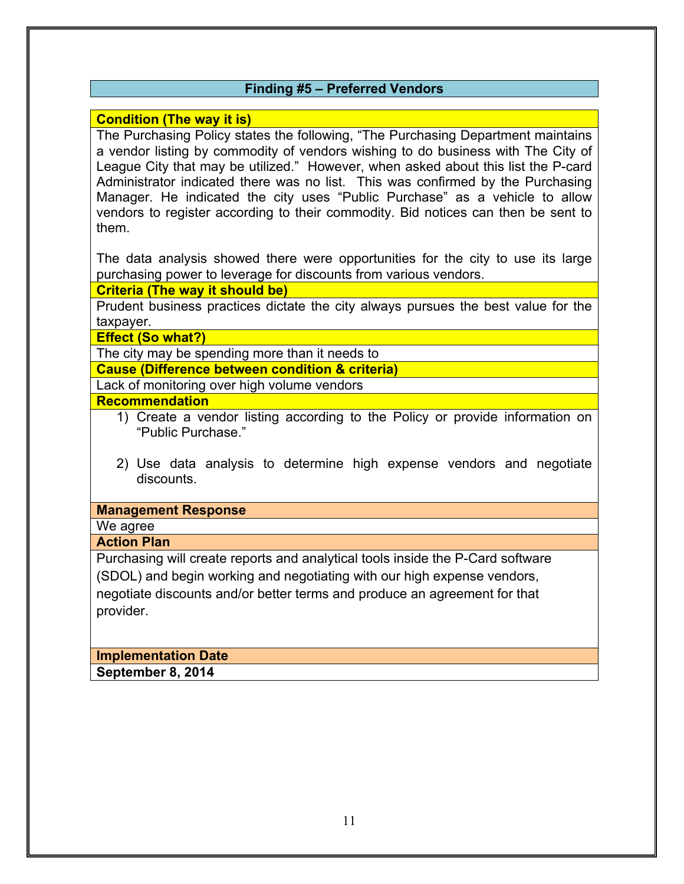## Finding #5 – Preferred Vendors

**Condition (The way it is)**

The Purchasing Policy states the following, "The Purchasing Department maintains a vendor listing by commodity of vendors wishing to do business with The City of League City that may be utilized." However, when asked about this list the P-card Administrator indicated there was no list. This was confirmed by the Purchasing Manager. He indicated the city uses "Public Purchase" as a vehicle to allow vendors to register according to their commodity. Bid notices can then be sent to them.

The data analysis showed there were opportunities for the city to use its large purchasing power to leverage for discounts from various vendors.

**Criteria (The way it should be)**

Prudent business practices dictate the city always pursues the best value for the taxpayer.

**Effect (So what?)**

The city may be spending more than it needs to

**Cause (Difference between condition & criteria)**

Lack of monitoring over high volume vendors

**Recommendation**

1) Create a vendor listing according to the Policy or provide information on "Public Purchase."

2) Use data analysis to determine high expense vendors and negotiate discounts.

**Management Response**

We agree

**Action Plan**

Purchasing will create reports and analytical tools inside the P-Card software (SDOL) and begin working and negotiating with our high expense vendors, negotiate discounts and/or better terms and produce an agreement for that provider.

**Implementation Date**

**September 8, 2014**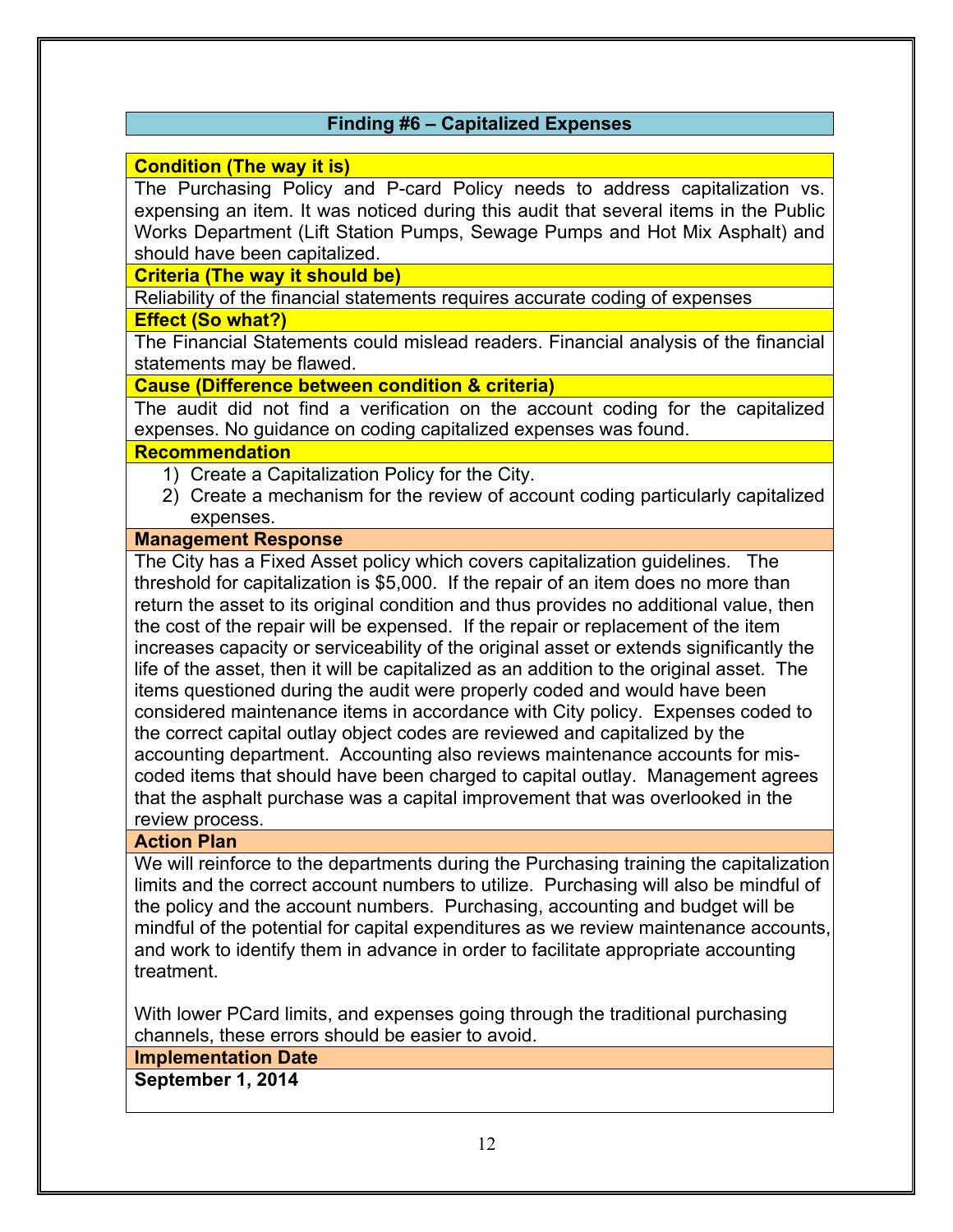## Finding #6 – Capitalized Expenses

**Condition (The way it is)**

The Purchasing Policy and P-card Policy needs to address capitalization vs. expensing an item. It was noticed during this audit that several items in the Public Works Department (Lift Station Pumps, Sewage Pumps and Hot Mix Asphalt) and should have been capitalized.

**Criteria (The way it should be)**

Reliability of the financial statements requires accurate coding of expenses

**Effect (So what?)**

The Financial Statements could mislead readers. Financial analysis of the financial statements may be flawed.

**Cause (Difference between condition & criteria)**

The audit did not find a verification on the account coding for the capitalized expenses. No guidance on coding capitalized expenses was found.

**Recommendation**

1) Create a Capitalization Policy for the City.
2) Create a mechanism for the review of account coding particularly capitalized expenses.

**Management Response**

The City has a Fixed Asset policy which covers capitalization guidelines. The threshold for capitalization is $5,000. If the repair of an item does no more than return the asset to its original condition and thus provides no additional value, then the cost of the repair will be expensed. If the repair or replacement of the item increases capacity or serviceability of the original asset or extends significantly the life of the asset, then it will be capitalized as an addition to the original asset. The items questioned during the audit were properly coded and would have been considered maintenance items in accordance with City policy. Expenses coded to the correct capital outlay object codes are reviewed and capitalized by the accounting department. Accounting also reviews maintenance accounts for mis-coded items that should have been charged to capital outlay. Management agrees that the asphalt purchase was a capital improvement that was overlooked in the review process.

**Action Plan**

We will reinforce to the departments during the Purchasing training the capitalization limits and the correct account numbers to utilize. Purchasing will also be mindful of the policy and the account numbers. Purchasing, accounting and budget will be mindful of the potential for capital expenditures as we review maintenance accounts, and work to identify them in advance in order to facilitate appropriate accounting treatment.

With lower PCard limits, and expenses going through the traditional purchasing channels, these errors should be easier to avoid.

**Implementation Date**

**September 1, 2014**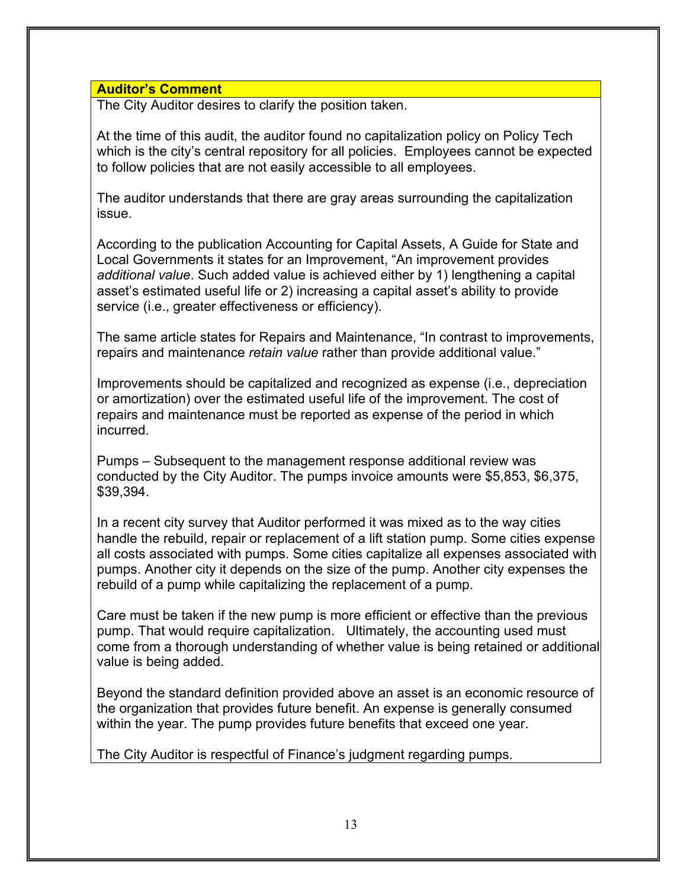**Auditor's Comment**

The City Auditor desires to clarify the position taken.

At the time of this audit, the auditor found no capitalization policy on Policy Tech which is the city's central repository for all policies. Employees cannot be expected to follow policies that are not easily accessible to all employees.

The auditor understands that there are gray areas surrounding the capitalization issue.

According to the publication Accounting for Capital Assets, A Guide for State and Local Governments it states for an Improvement, "An improvement provides *additional value*. Such added value is achieved either by 1) lengthening a capital asset's estimated useful life or 2) increasing a capital asset's ability to provide service (i.e., greater effectiveness or efficiency).

The same article states for Repairs and Maintenance, "In contrast to improvements, repairs and maintenance *retain value* rather than provide additional value."

Improvements should be capitalized and recognized as expense (i.e., depreciation or amortization) over the estimated useful life of the improvement. The cost of repairs and maintenance must be reported as expense of the period in which incurred.

Pumps – Subsequent to the management response additional review was conducted by the City Auditor. The pumps invoice amounts were $5,853, $6,375, $39,394.

In a recent city survey that Auditor performed it was mixed as to the way cities handle the rebuild, repair or replacement of a lift station pump. Some cities expense all costs associated with pumps. Some cities capitalize all expenses associated with pumps. Another city it depends on the size of the pump. Another city expenses the rebuild of a pump while capitalizing the replacement of a pump.

Care must be taken if the new pump is more efficient or effective than the previous pump. That would require capitalization. Ultimately, the accounting used must come from a thorough understanding of whether value is being retained or additional value is being added.

Beyond the standard definition provided above an asset is an economic resource of the organization that provides future benefit. An expense is generally consumed within the year. The pump provides future benefits that exceed one year.

The City Auditor is respectful of Finance's judgment regarding pumps.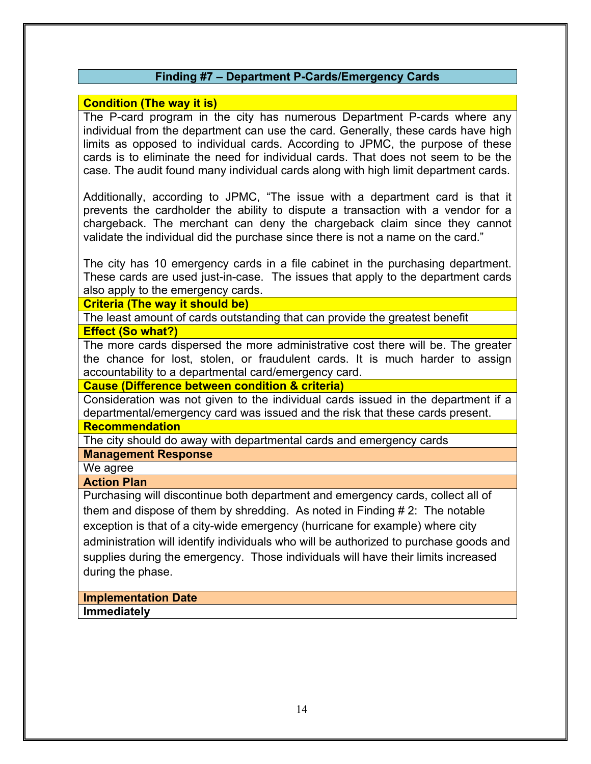## Finding #7 – Department P-Cards/Emergency Cards

**Condition (The way it is)**

The P-card program in the city has numerous Department P-cards where any individual from the department can use the card. Generally, these cards have high limits as opposed to individual cards. According to JPMC, the purpose of these cards is to eliminate the need for individual cards. That does not seem to be the case. The audit found many individual cards along with high limit department cards.

Additionally, according to JPMC, "The issue with a department card is that it prevents the cardholder the ability to dispute a transaction with a vendor for a chargeback. The merchant can deny the chargeback claim since they cannot validate the individual did the purchase since there is not a name on the card."

The city has 10 emergency cards in a file cabinet in the purchasing department. These cards are used just-in-case. The issues that apply to the department cards also apply to the emergency cards.

**Criteria (The way it should be)**

The least amount of cards outstanding that can provide the greatest benefit

**Effect (So what?)**

The more cards dispersed the more administrative cost there will be. The greater the chance for lost, stolen, or fraudulent cards. It is much harder to assign accountability to a departmental card/emergency card.

**Cause (Difference between condition & criteria)**

Consideration was not given to the individual cards issued in the department if a departmental/emergency card was issued and the risk that these cards present.

**Recommendation**

The city should do away with departmental cards and emergency cards

**Management Response**

We agree

**Action Plan**

Purchasing will discontinue both department and emergency cards, collect all of them and dispose of them by shredding. As noted in Finding # 2: The notable exception is that of a city-wide emergency (hurricane for example) where city administration will identify individuals who will be authorized to purchase goods and supplies during the emergency. Those individuals will have their limits increased during the phase.

**Implementation Date**

**Immediately**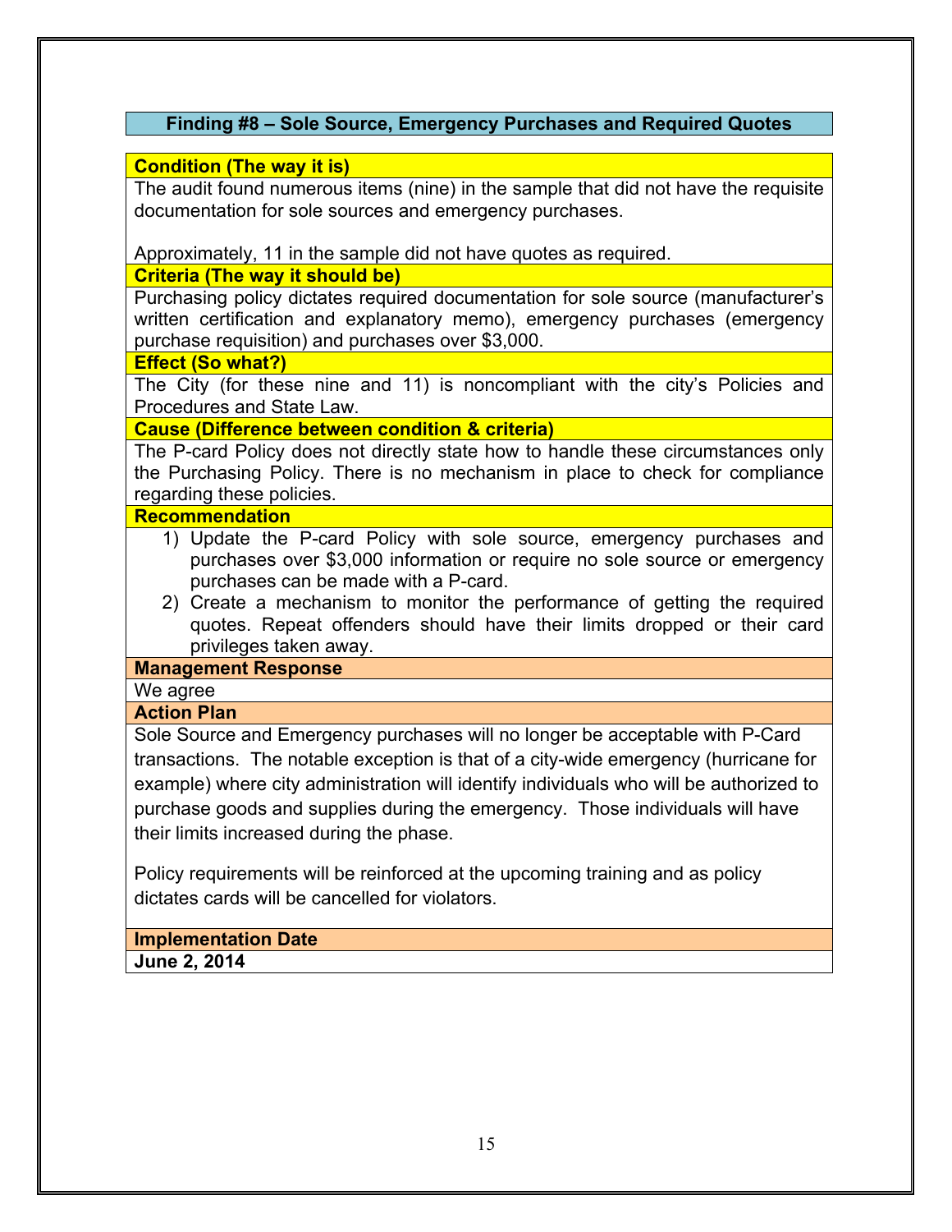## Finding #8 – Sole Source, Emergency Purchases and Required Quotes

**Condition (The way it is)**

The audit found numerous items (nine) in the sample that did not have the requisite documentation for sole sources and emergency purchases.

Approximately, 11 in the sample did not have quotes as required.

**Criteria (The way it should be)**

Purchasing policy dictates required documentation for sole source (manufacturer's written certification and explanatory memo), emergency purchases (emergency purchase requisition) and purchases over $3,000.

**Effect (So what?)**

The City (for these nine and 11) is noncompliant with the city's Policies and Procedures and State Law.

**Cause (Difference between condition & criteria)**

The P-card Policy does not directly state how to handle these circumstances only the Purchasing Policy. There is no mechanism in place to check for compliance regarding these policies.

**Recommendation**

1) Update the P-card Policy with sole source, emergency purchases and purchases over $3,000 information or require no sole source or emergency purchases can be made with a P-card.
2) Create a mechanism to monitor the performance of getting the required quotes. Repeat offenders should have their limits dropped or their card privileges taken away.

**Management Response**

We agree

**Action Plan**

Sole Source and Emergency purchases will no longer be acceptable with P-Card transactions. The notable exception is that of a city-wide emergency (hurricane for example) where city administration will identify individuals who will be authorized to purchase goods and supplies during the emergency. Those individuals will have their limits increased during the phase.

Policy requirements will be reinforced at the upcoming training and as policy dictates cards will be cancelled for violators.

**Implementation Date**

**June 2, 2014**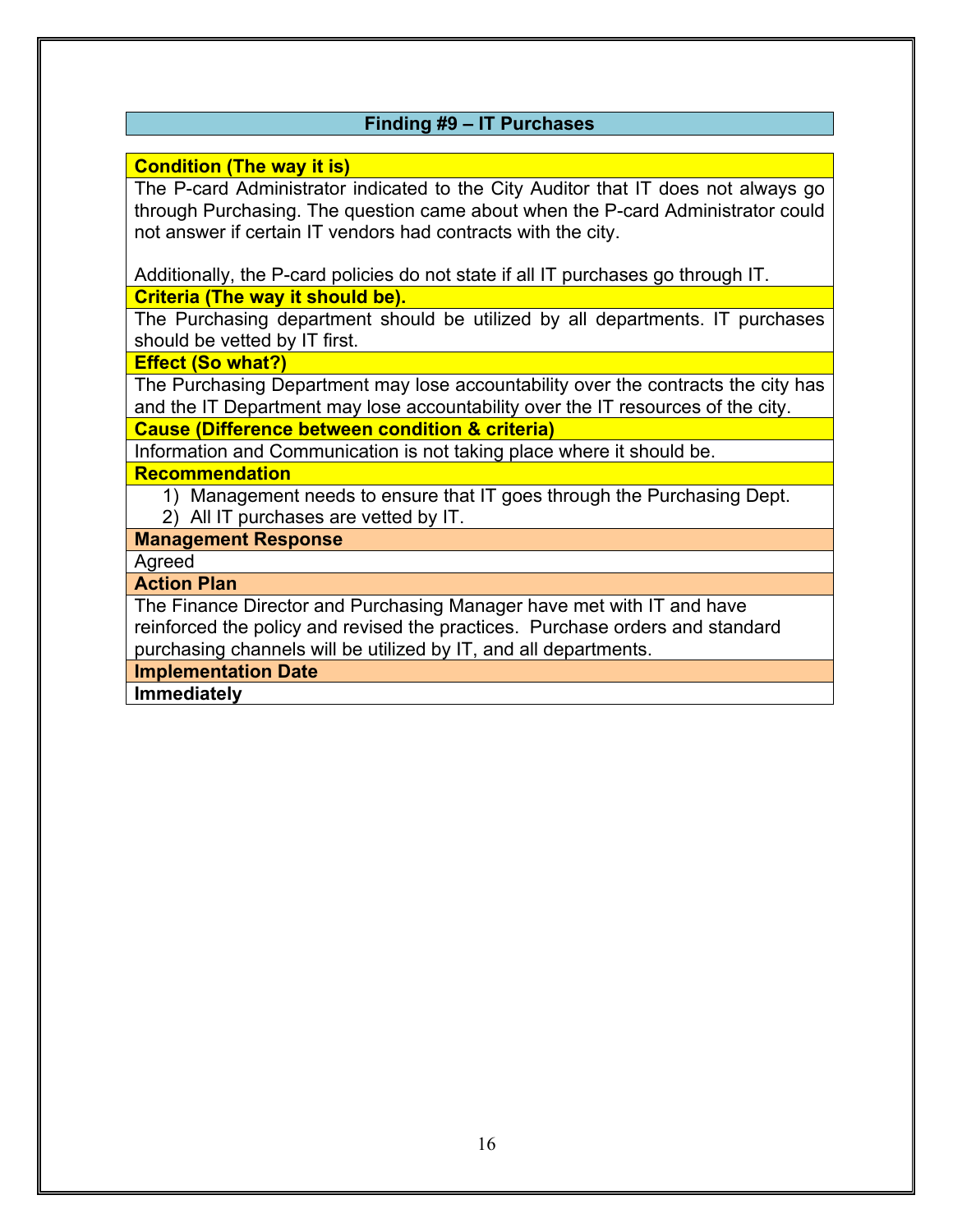## Finding #9 – IT Purchases

**Condition (The way it is)**

The P-card Administrator indicated to the City Auditor that IT does not always go through Purchasing. The question came about when the P-card Administrator could not answer if certain IT vendors had contracts with the city.

Additionally, the P-card policies do not state if all IT purchases go through IT.

**Criteria (The way it should be).**

The Purchasing department should be utilized by all departments. IT purchases should be vetted by IT first.

**Effect (So what?)**

The Purchasing Department may lose accountability over the contracts the city has and the IT Department may lose accountability over the IT resources of the city.

**Cause (Difference between condition & criteria)**

Information and Communication is not taking place where it should be.

**Recommendation**

1) Management needs to ensure that IT goes through the Purchasing Dept.
2) All IT purchases are vetted by IT.

**Management Response**

Agreed

**Action Plan**

The Finance Director and Purchasing Manager have met with IT and have reinforced the policy and revised the practices. Purchase orders and standard purchasing channels will be utilized by IT, and all departments.

**Implementation Date**

**Immediately**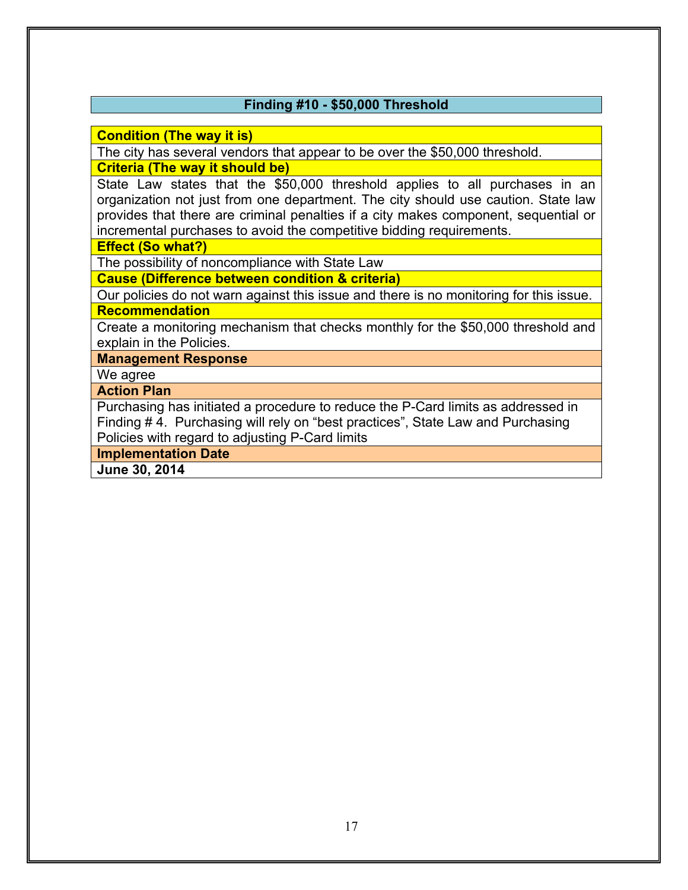## Finding #10 - $50,000 Threshold

**Condition (The way it is)**

The city has several vendors that appear to be over the $50,000 threshold.

**Criteria (The way it should be)**

State Law states that the $50,000 threshold applies to all purchases in an organization not just from one department. The city should use caution. State law provides that there are criminal penalties if a city makes component, sequential or incremental purchases to avoid the competitive bidding requirements.

**Effect (So what?)**

The possibility of noncompliance with State Law

**Cause (Difference between condition & criteria)**

Our policies do not warn against this issue and there is no monitoring for this issue.

**Recommendation**

Create a monitoring mechanism that checks monthly for the $50,000 threshold and explain in the Policies.

**Management Response**

We agree

**Action Plan**

Purchasing has initiated a procedure to reduce the P-Card limits as addressed in Finding # 4. Purchasing will rely on "best practices", State Law and Purchasing Policies with regard to adjusting P-Card limits

**Implementation Date**

**June 30, 2014**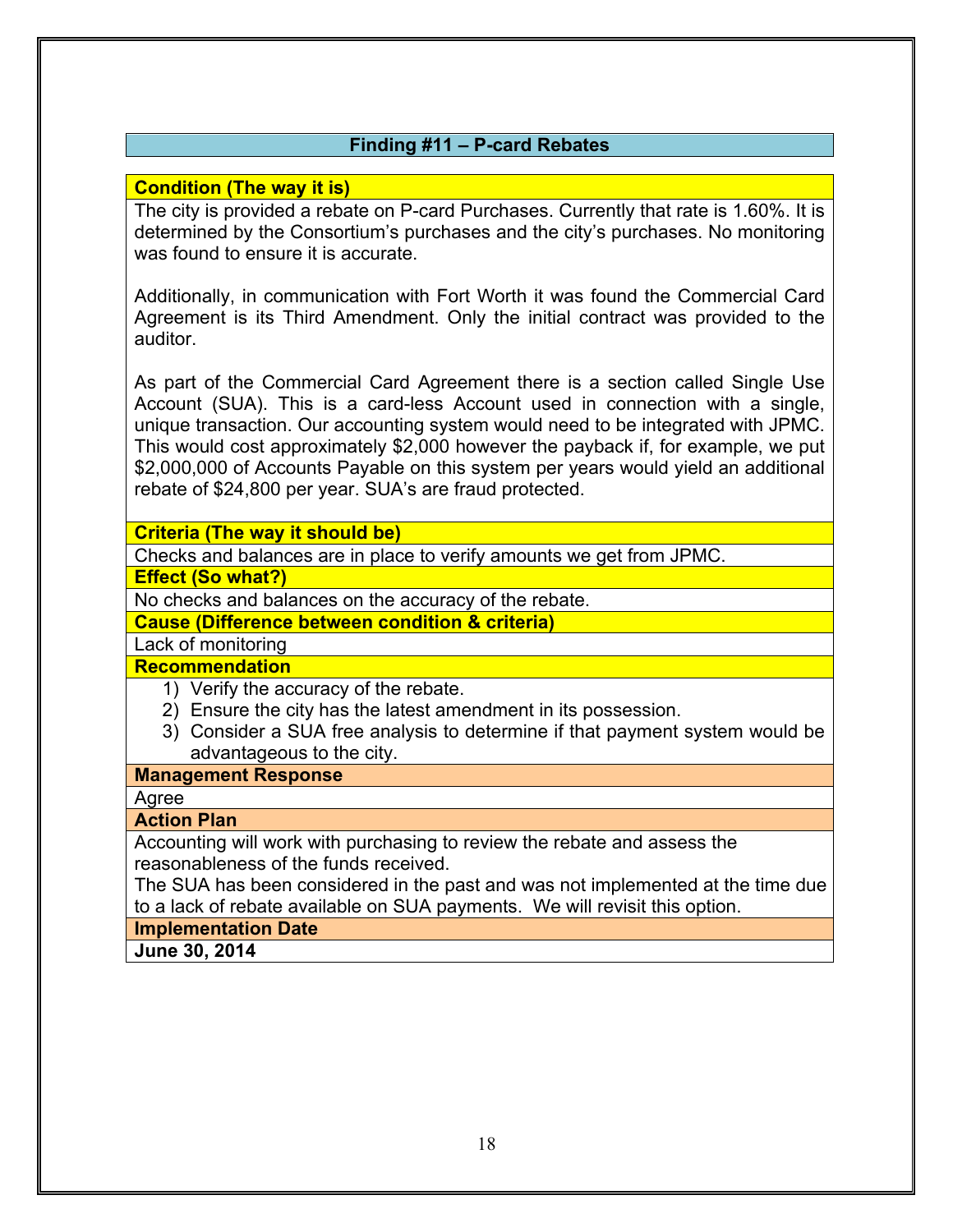## Finding #11 – P-card Rebates

**Condition (The way it is)**

The city is provided a rebate on P-card Purchases. Currently that rate is 1.60%. It is determined by the Consortium's purchases and the city's purchases. No monitoring was found to ensure it is accurate.

Additionally, in communication with Fort Worth it was found the Commercial Card Agreement is its Third Amendment. Only the initial contract was provided to the auditor.

As part of the Commercial Card Agreement there is a section called Single Use Account (SUA). This is a card-less Account used in connection with a single, unique transaction. Our accounting system would need to be integrated with JPMC. This would cost approximately $2,000 however the payback if, for example, we put $2,000,000 of Accounts Payable on this system per years would yield an additional rebate of $24,800 per year. SUA's are fraud protected.

**Criteria (The way it should be)**

Checks and balances are in place to verify amounts we get from JPMC.

**Effect (So what?)**

No checks and balances on the accuracy of the rebate.

**Cause (Difference between condition & criteria)**

Lack of monitoring

**Recommendation**

1) Verify the accuracy of the rebate.
2) Ensure the city has the latest amendment in its possession.
3) Consider a SUA free analysis to determine if that payment system would be advantageous to the city.

**Management Response**

Agree

**Action Plan**

Accounting will work with purchasing to review the rebate and assess the reasonableness of the funds received.
The SUA has been considered in the past and was not implemented at the time due to a lack of rebate available on SUA payments. We will revisit this option.

**Implementation Date**

**June 30, 2014**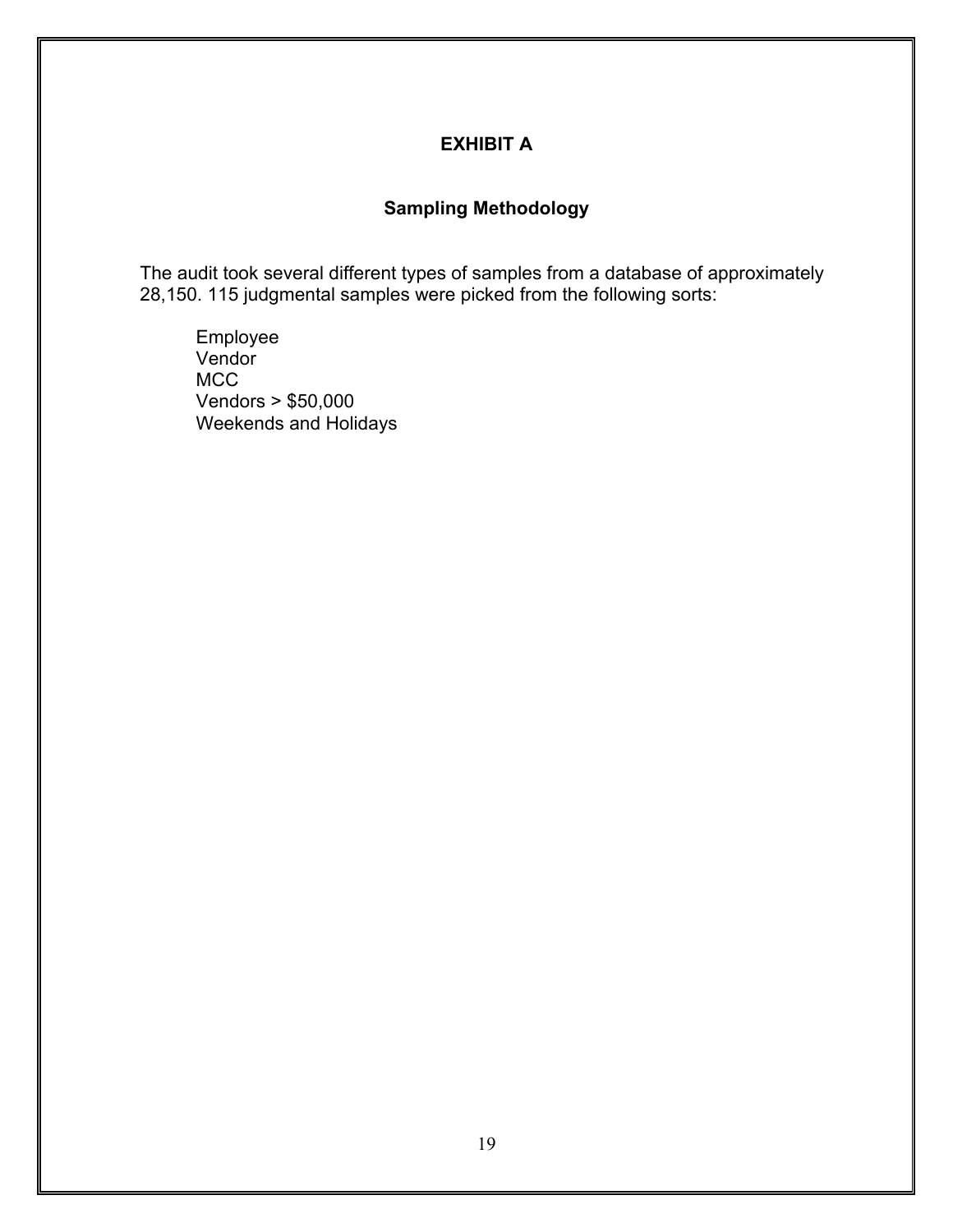## EXHIBIT A

### Sampling Methodology

The audit took several different types of samples from a database of approximately 28,150. 115 judgmental samples were picked from the following sorts:

- Employee
- Vendor
- MCC
- Vendors > $50,000
- Weekends and Holidays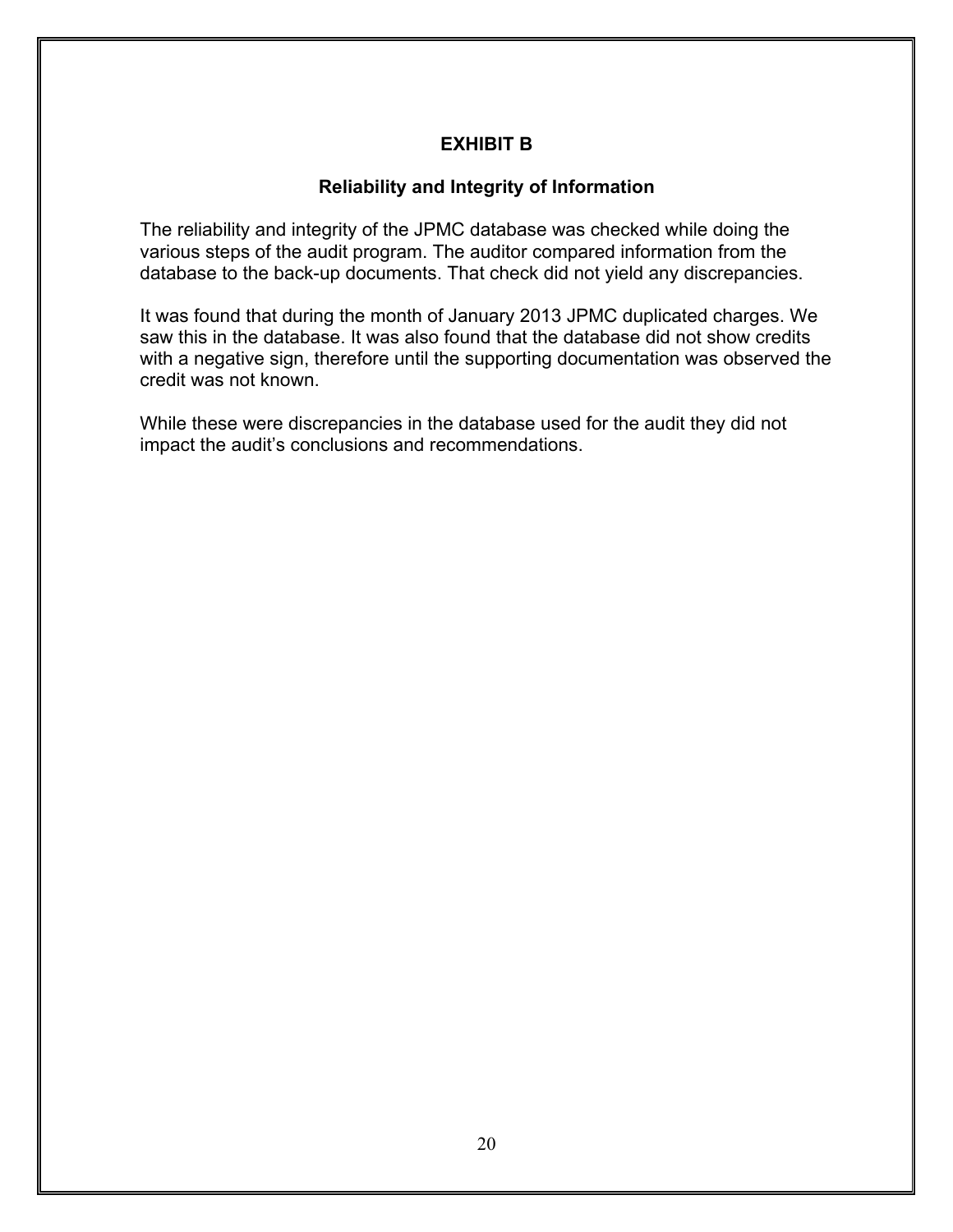## EXHIBIT B

### Reliability and Integrity of Information

The reliability and integrity of the JPMC database was checked while doing the various steps of the audit program. The auditor compared information from the database to the back-up documents. That check did not yield any discrepancies.

It was found that during the month of January 2013 JPMC duplicated charges. We saw this in the database. It was also found that the database did not show credits with a negative sign, therefore until the supporting documentation was observed the credit was not known.

While these were discrepancies in the database used for the audit they did not impact the audit's conclusions and recommendations.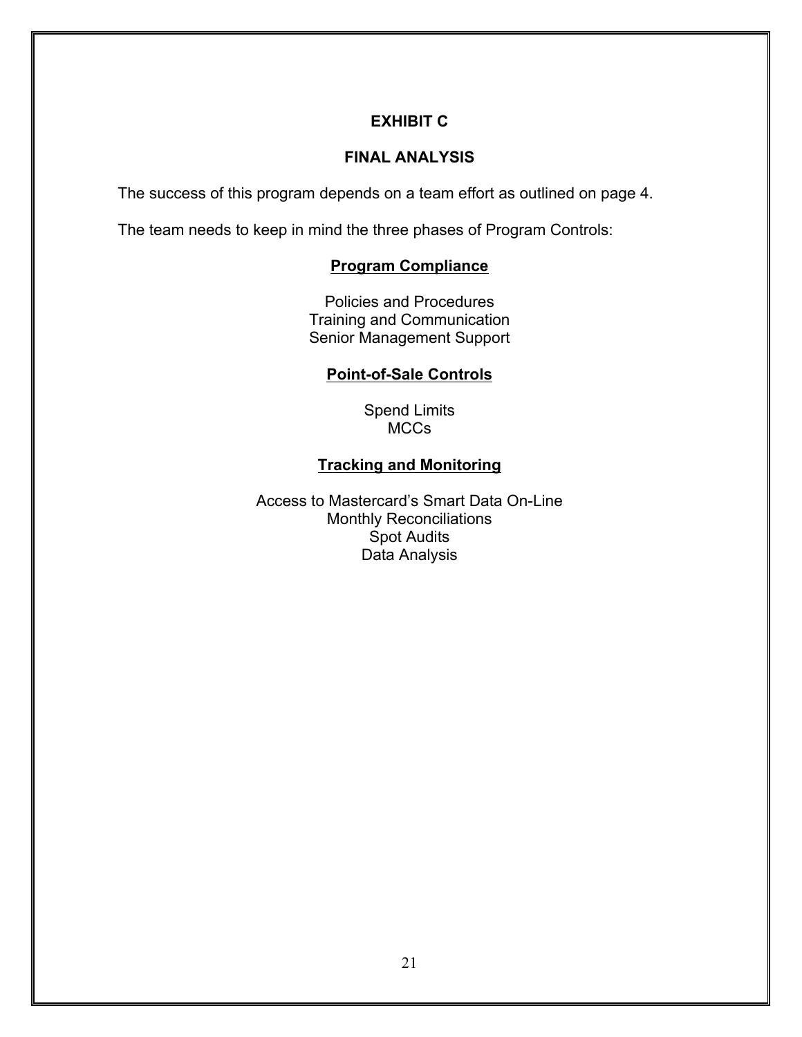# EXHIBIT C

## FINAL ANALYSIS

The success of this program depends on a team effort as outlined on page 4.

The team needs to keep in mind the three phases of Program Controls:

### Program Compliance

Policies and Procedures
Training and Communication
Senior Management Support

### Point-of-Sale Controls

Spend Limits
MCCs

### Tracking and Monitoring

Access to Mastercard's Smart Data On-Line
Monthly Reconciliations
Spot Audits
Data Analysis